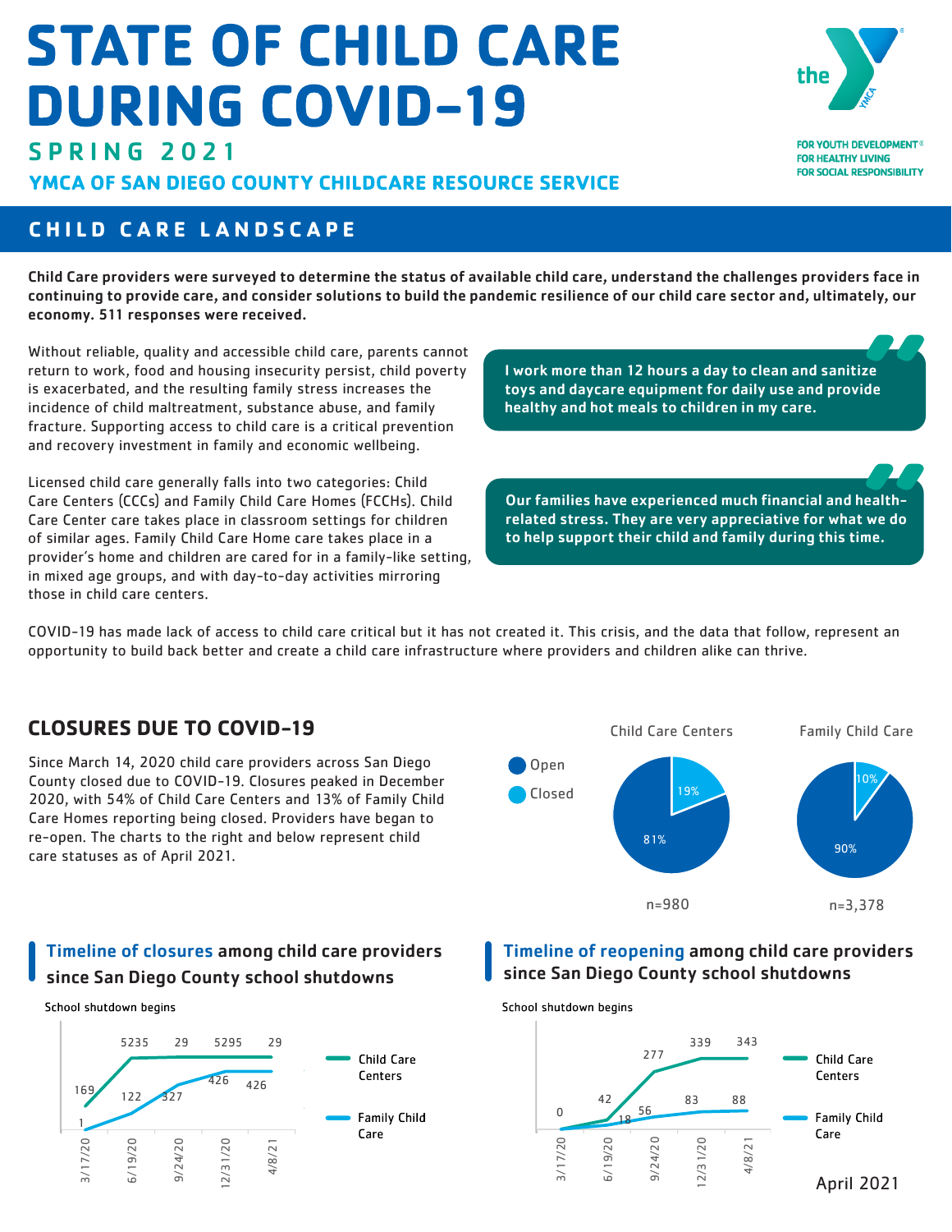# STATE OF CHILD CARE DURING COVID-19

## SPRING 2021

### YMCA OF SAN DIEGO COUNTY CHILDCARE RESOURCE SERVICE

FOR YOUTH DEVELOPMENT®
FOR HEALTHY LIVING
FOR SOCIAL RESPONSIBILITY

## CHILD CARE LANDSCAPE

**Child Care providers were surveyed to determine the status of available child care, understand the challenges providers face in continuing to provide care, and consider solutions to build the pandemic resilience of our child care sector and, ultimately, our economy. 511 responses were received.**

Without reliable, quality and accessible child care, parents cannot return to work, food and housing insecurity persist, child poverty is exacerbated, and the resulting family stress increases the incidence of child maltreatment, substance abuse, and family fracture. Supporting access to child care is a critical prevention and recovery investment in family and economic wellbeing.

Licensed child care generally falls into two categories: Child Care Centers (CCCs) and Family Child Care Homes (FCCHs). Child Care Center care takes place in classroom settings for children of similar ages. Family Child Care Home care takes place in a provider's home and children are cared for in a family-like setting, in mixed age groups, and with day-to-day activities mirroring those in child care centers.

> **I work more than 12 hours a day to clean and sanitize toys and daycare equipment for daily use and provide healthy and hot meals to children in my care.**

> **Our families have experienced much financial and health-related stress. They are very appreciative for what we do to help support their child and family during this time.**

COVID-19 has made lack of access to child care critical but it has not created it. This crisis, and the data that follow, represent an opportunity to build back better and create a child care infrastructure where providers and children alike can thrive.

## CLOSURES DUE TO COVID-19

Since March 14, 2020 child care providers across San Diego County closed due to COVID-19. Closures peaked in December 2020, with 54% of Child Care Centers and 13% of Family Child Care Homes reporting being closed. Providers have began to re-open. The charts to the right and below represent child care statuses as of April 2021.

| | Child Care Centers | Family Child Care |
|---|---|---|
| Open | 81% | 90% |
| Closed | 19% | 10% |
| | n=980 | n=3,378 |

### Timeline of closures among child care providers since San Diego County school shutdowns

School shutdown begins

| | 3/17/20 | 6/19/20 | 9/24/20 | 12/31/20 | 4/8/21 |
|---|---|---|---|---|---|
| Child Care Centers | 169 | 5235 | 29 | 5295 | 29 |
| Family Child Care | 1 | 122 | 327 | 426 | 426 |

### Timeline of reopening among child care providers since San Diego County school shutdowns

School shutdown begins

| | 3/17/20 | 6/19/20 | 9/24/20 | 12/31/20 | 4/8/21 |
|---|---|---|---|---|---|
| Child Care Centers | 0 | 42 | 277 | 339 | 343 |
| Family Child Care | | 18 | 56 | 83 | 88 |

April 2021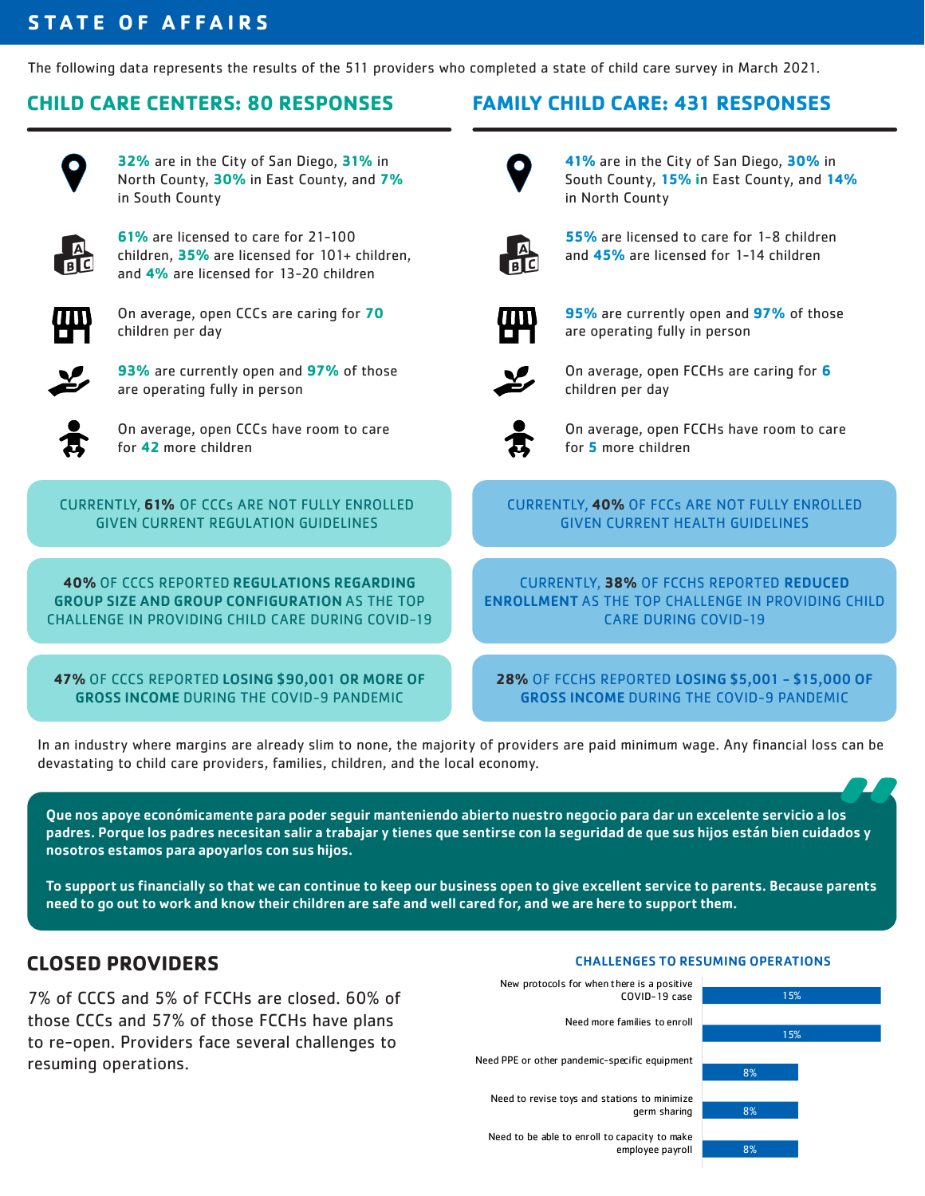# STATE OF AFFAIRS

The following data represents the results of the 511 providers who completed a state of child care survey in March 2021.

## CHILD CARE CENTERS: 80 RESPONSES

- **32%** are in the City of San Diego, **31%** in North County, **30%** in East County, and **7%** in South County
- **61%** are licensed to care for 21-100 children, **35%** are licensed for 101+ children, and **4%** are licensed for 13-20 children
- On average, open CCCs are caring for **70** children per day
- **93%** are currently open and **97%** of those are operating fully in person
- On average, open CCCs have room to care for **42** more children

CURRENTLY, **61%** OF CCCs ARE NOT FULLY ENROLLED GIVEN CURRENT REGULATION GUIDELINES

**40%** OF CCCS REPORTED **REGULATIONS REGARDING GROUP SIZE AND GROUP CONFIGURATION** AS THE TOP CHALLENGE IN PROVIDING CHILD CARE DURING COVID-19

**47%** OF CCCS REPORTED **LOSING $90,001 OR MORE OF GROSS INCOME** DURING THE COVID-9 PANDEMIC

## FAMILY CHILD CARE: 431 RESPONSES

- **41%** are in the City of San Diego, **30%** in South County, **15%** in East County, and **14%** in North County
- **55%** are licensed to care for 1-8 children and **45%** are licensed for 1-14 children
- **95%** are currently open and **97%** of those are operating fully in person
- On average, open FCCHs are caring for **6** children per day
- On average, open FCCHs have room to care for **5** more children

CURRENTLY, **40%** OF FCCs ARE NOT FULLY ENROLLED GIVEN CURRENT HEALTH GUIDELINES

CURRENTLY, **38%** OF FCCHS REPORTED **REDUCED ENROLLMENT** AS THE TOP CHALLENGE IN PROVIDING CHILD CARE DURING COVID-19

**28%** OF FCCHS REPORTED **LOSING $5,001 - $15,000 OF GROSS INCOME** DURING THE COVID-9 PANDEMIC

In an industry where margins are already slim to none, the majority of providers are paid minimum wage. Any financial loss can be devastating to child care providers, families, children, and the local economy.

> **Que nos apoye económicamente para poder seguir manteniendo abierto nuestro negocio para dar un excelente servicio a los padres. Porque los padres necesitan salir a trabajar y tienes que sentirse con la seguridad de que sus hijos están bien cuidados y nosotros estamos para apoyarlos con sus hijos.**
>
> **To support us financially so that we can continue to keep our business open to give excellent service to parents. Because parents need to go out to work and know their children are safe and well cared for, and we are here to support them.**

## CLOSED PROVIDERS

7% of CCCS and 5% of FCCHs are closed. 60% of those CCCs and 57% of those FCCHs have plans to re-open. Providers face several challenges to resuming operations.

### CHALLENGES TO RESUMING OPERATIONS

| Challenge | Percent |
|---|---|
| New protocols for when there is a positive COVID-19 case | 15% |
| Need more families to enroll | 15% |
| Need PPE or other pandemic-specific equipment | 8% |
| Need to revise toys and stations to minimize germ sharing | 8% |
| Need to be able to enroll to capacity to make employee payroll | 8% |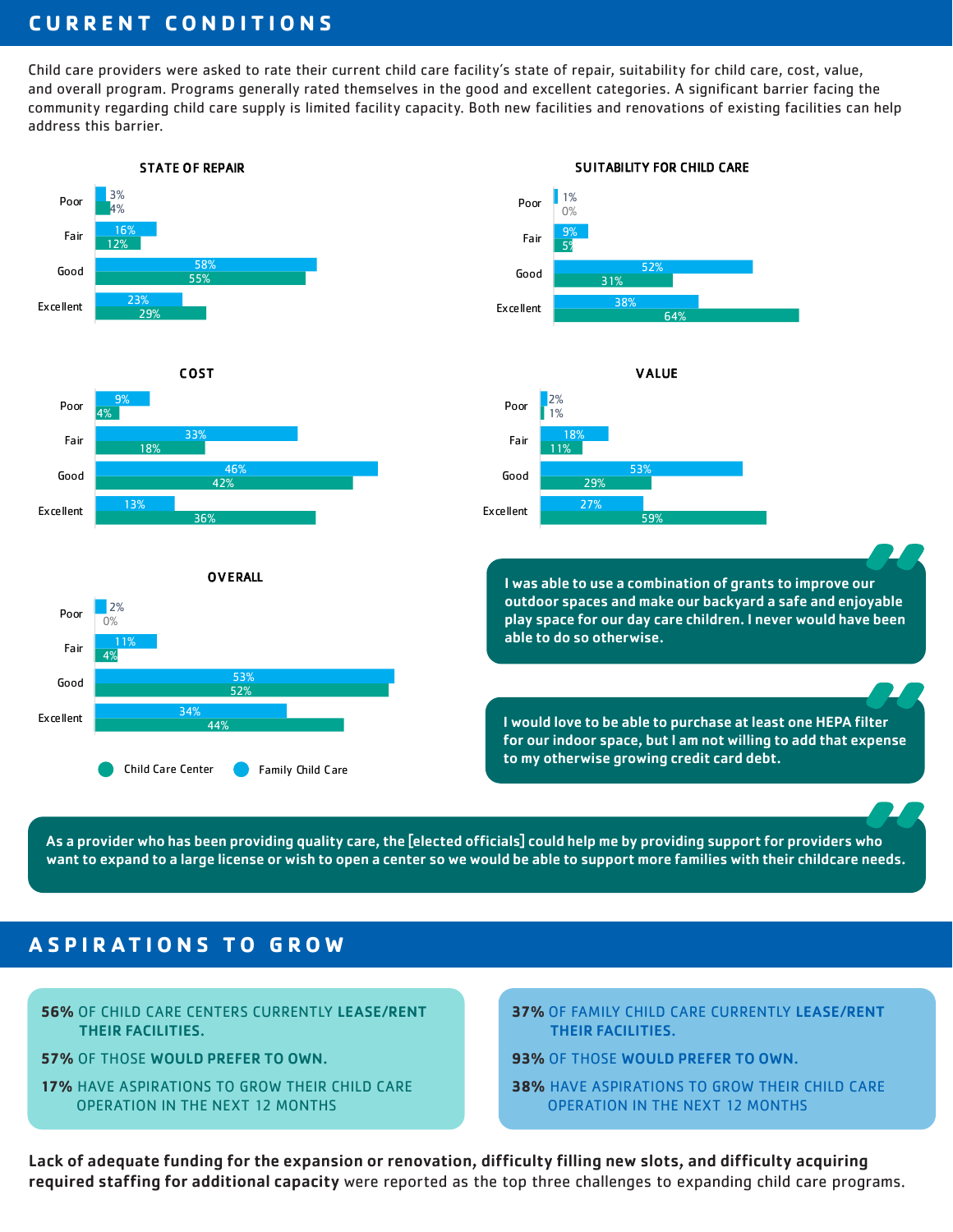# CURRENT CONDITIONS

Child care providers were asked to rate their current child care facility's state of repair, suitability for child care, cost, value, and overall program. Programs generally rated themselves in the good and excellent categories. A significant barrier facing the community regarding child care supply is limited facility capacity. Both new facilities and renovations of existing facilities can help address this barrier.

### STATE OF REPAIR

| | Family Child Care | Child Care Center |
|---|---|---|
| Poor | 3% | 4% |
| Fair | 16% | 12% |
| Good | 58% | 55% |
| Excellent | 23% | 29% |

### SUITABILITY FOR CHILD CARE

| | Family Child Care | Child Care Center |
|---|---|---|
| Poor | 1% | 0% |
| Fair | 9% | 5% |
| Good | 52% | 31% |
| Excellent | 38% | 64% |

### COST

| | Family Child Care | Child Care Center |
|---|---|---|
| Poor | 9% | 4% |
| Fair | 33% | 18% |
| Good | 46% | 42% |
| Excellent | 13% | 36% |

### VALUE

| | Family Child Care | Child Care Center |
|---|---|---|
| Poor | 2% | 1% |
| Fair | 18% | 11% |
| Good | 53% | 29% |
| Excellent | 27% | 59% |

### OVERALL

| | Family Child Care | Child Care Center |
|---|---|---|
| Poor | 2% | 0% |
| Fair | 11% | 4% |
| Good | 53% | 52% |
| Excellent | 34% | 44% |

> I was able to use a combination of grants to improve our outdoor spaces and make our backyard a safe and enjoyable play space for our day care children. I never would have been able to do so otherwise.

> I would love to be able to purchase at least one HEPA filter for our indoor space, but I am not willing to add that expense to my otherwise growing credit card debt.

> As a provider who has been providing quality care, the [elected officials] could help me by providing support for providers who want to expand to a large license or wish to open a center so we would be able to support more families with their childcare needs.

# ASPIRATIONS TO GROW

**56%** OF CHILD CARE CENTERS CURRENTLY **LEASE/RENT THEIR FACILITIES.**

**57%** OF THOSE **WOULD PREFER TO OWN.**

**17%** HAVE ASPIRATIONS TO GROW THEIR CHILD CARE OPERATION IN THE NEXT 12 MONTHS

**37%** OF FAMILY CHILD CARE CURRENTLY **LEASE/RENT THEIR FACILITIES.**

**93%** OF THOSE **WOULD PREFER TO OWN.**

**38%** HAVE ASPIRATIONS TO GROW THEIR CHILD CARE OPERATION IN THE NEXT 12 MONTHS

**Lack of adequate funding for the expansion or renovation, difficulty filling new slots, and difficulty acquiring required staffing for additional capacity** were reported as the top three challenges to expanding child care programs.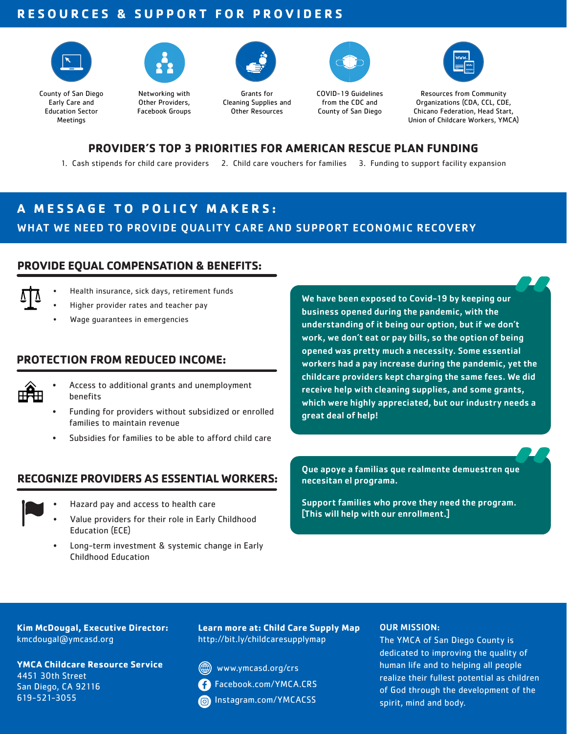## RESOURCES & SUPPORT FOR PROVIDERS

- County of San Diego Early Care and Education Sector Meetings
- Networking with Other Providers, Facebook Groups
- Grants for Cleaning Supplies and Other Resources
- COVID-19 Guidelines from the CDC and County of San Diego
- Resources from Community Organizations (CDA, CCL, CDE, Chicano Federation, Head Start, Union of Childcare Workers, YMCA)

### PROVIDER'S TOP 3 PRIORITIES FOR AMERICAN RESCUE PLAN FUNDING

1. Cash stipends for child care providers
2. Child care vouchers for families
3. Funding to support facility expansion

## A MESSAGE TO POLICY MAKERS:

### WHAT WE NEED TO PROVIDE QUALITY CARE AND SUPPORT ECONOMIC RECOVERY

### PROVIDE EQUAL COMPENSATION & BENEFITS:

- Health insurance, sick days, retirement funds
- Higher provider rates and teacher pay
- Wage guarantees in emergencies

### PROTECTION FROM REDUCED INCOME:

- Access to additional grants and unemployment benefits
- Funding for providers without subsidized or enrolled families to maintain revenue
- Subsidies for families to be able to afford child care

### RECOGNIZE PROVIDERS AS ESSENTIAL WORKERS:

- Hazard pay and access to health care
- Value providers for their role in Early Childhood Education (ECE)
- Long-term investment & systemic change in Early Childhood Education

> **We have been exposed to Covid-19 by keeping our business opened during the pandemic, with the understanding of it being our option, but if we don't work, we don't eat or pay bills, so the option of being opened was pretty much a necessity. Some essential workers had a pay increase during the pandemic, yet the childcare providers kept charging the same fees. We did receive help with cleaning supplies, and some grants, which were highly appreciated, but our industry needs a great deal of help!**

> **Que apoye a familias que realmente demuestren que necesitan el programa.**
>
> **Support families who prove they need the program. [This will help with our enrollment.]**

**Kim McDougal, Executive Director:**
kmcdougal@ymcasd.org

**YMCA Childcare Resource Service**
4451 30th Street
San Diego, CA 92116
619-521-3055

**Learn more at: Child Care Supply Map**
http://bit.ly/childcaresupplymap

www.ymcasd.org/crs
Facebook.com/YMCA.CRS
Instagram.com/YMCACSS

**OUR MISSION:**
The YMCA of San Diego County is dedicated to improving the quality of human life and to helping all people realize their fullest potential as children of God through the development of the spirit, mind and body.